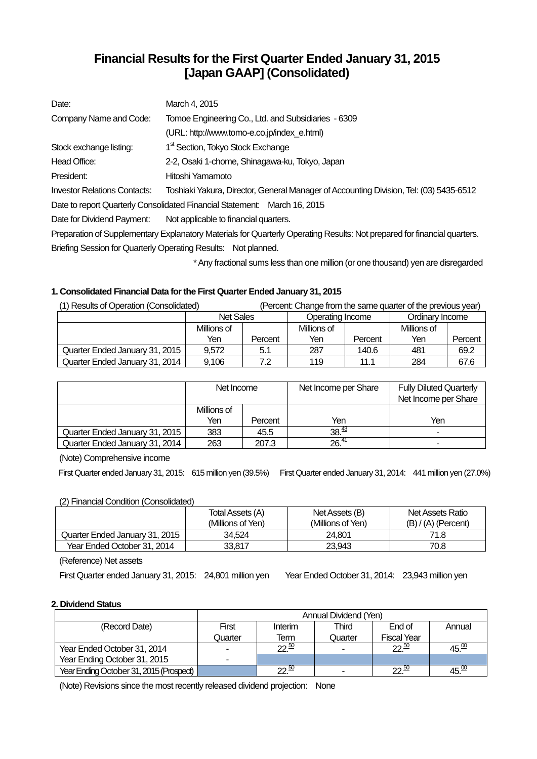# Financial Results for the First Quarter Ended January 31, 2015 [Japan GAAP] (Consolidated)

| | |
|---|---|
| Date: | March 4, 2015 |
| Company Name and Code: | Tomoe Engineering Co., Ltd. and Subsidiaries - 6309 |
| | (URL: http://www.tomo-e.co.jp/index_e.html) |
| Stock exchange listing: | 1st Section, Tokyo Stock Exchange |
| Head Office: | 2-2, Osaki 1-chome, Shinagawa-ku, Tokyo, Japan |
| President: | Hitoshi Yamamoto |
| Investor Relations Contacts: | Toshiaki Yakura, Director, General Manager of Accounting Division, Tel: (03) 5435-6512 |

Date to report Quarterly Consolidated Financial Statement: March 16, 2015

Date for Dividend Payment: Not applicable to financial quarters.

Preparation of Supplementary Explanatory Materials for Quarterly Operating Results: Not prepared for financial quarters.

Briefing Session for Quarterly Operating Results: Not planned.

\* Any fractional sums less than one million (or one thousand) yen are disregarded

### 1. Consolidated Financial Data for the First Quarter Ended January 31, 2015

(1) Results of Operation (Consolidated) (Percent: Change from the same quarter of the previous year)

| | Net Sales | | Operating Income | | Ordinary Income | |
|---|---|---|---|---|---|---|
| | Millions of Yen | Percent | Millions of Yen | Percent | Millions of Yen | Percent |
| Quarter Ended January 31, 2015 | 9,572 | 5.1 | 287 | 140.6 | 481 | 69.2 |
| Quarter Ended January 31, 2014 | 9,106 | 7.2 | 119 | 11.1 | 284 | 67.6 |

| | Net Income | | Net Income per Share | Fully Diluted Quarterly Net Income per Share |
|---|---|---|---|---|
| | Millions of Yen | Percent | Yen | Yen |
| Quarter Ended January 31, 2015 | 383 | 45.5 | 38.43 | - |
| Quarter Ended January 31, 2014 | 263 | 207.3 | 26.41 | - |

(Note) Comprehensive income

First Quarter ended January 31, 2015: 615 million yen (39.5%) First Quarter ended January 31, 2014: 441 million yen (27.0%)

(2) Financial Condition (Consolidated)

| | Total Assets (A) (Millions of Yen) | Net Assets (B) (Millions of Yen) | Net Assets Ratio (B) / (A) (Percent) |
|---|---|---|---|
| Quarter Ended January 31, 2015 | 34,524 | 24,801 | 71.8 |
| Year Ended October 31, 2014 | 33,817 | 23,943 | 70.8 |

(Reference) Net assets

First Quarter ended January 31, 2015: 24,801 million yen Year Ended October 31, 2014: 23,943 million yen

### 2. Dividend Status

| | Annual Dividend (Yen) | | | | |
|---|---|---|---|---|---|
| (Record Date) | First Quarter | Interim Term | Third Quarter | End of Fiscal Year | Annual |
| Year Ended October 31, 2014 | - | 22.50 | - | 22.50 | 45.00 |
| Year Ending October 31, 2015 | - | | | | |
| Year Ending October 31, 2015 (Prospect) | | 22.50 | - | 22.50 | 45.00 |

(Note) Revisions since the most recently released dividend projection: None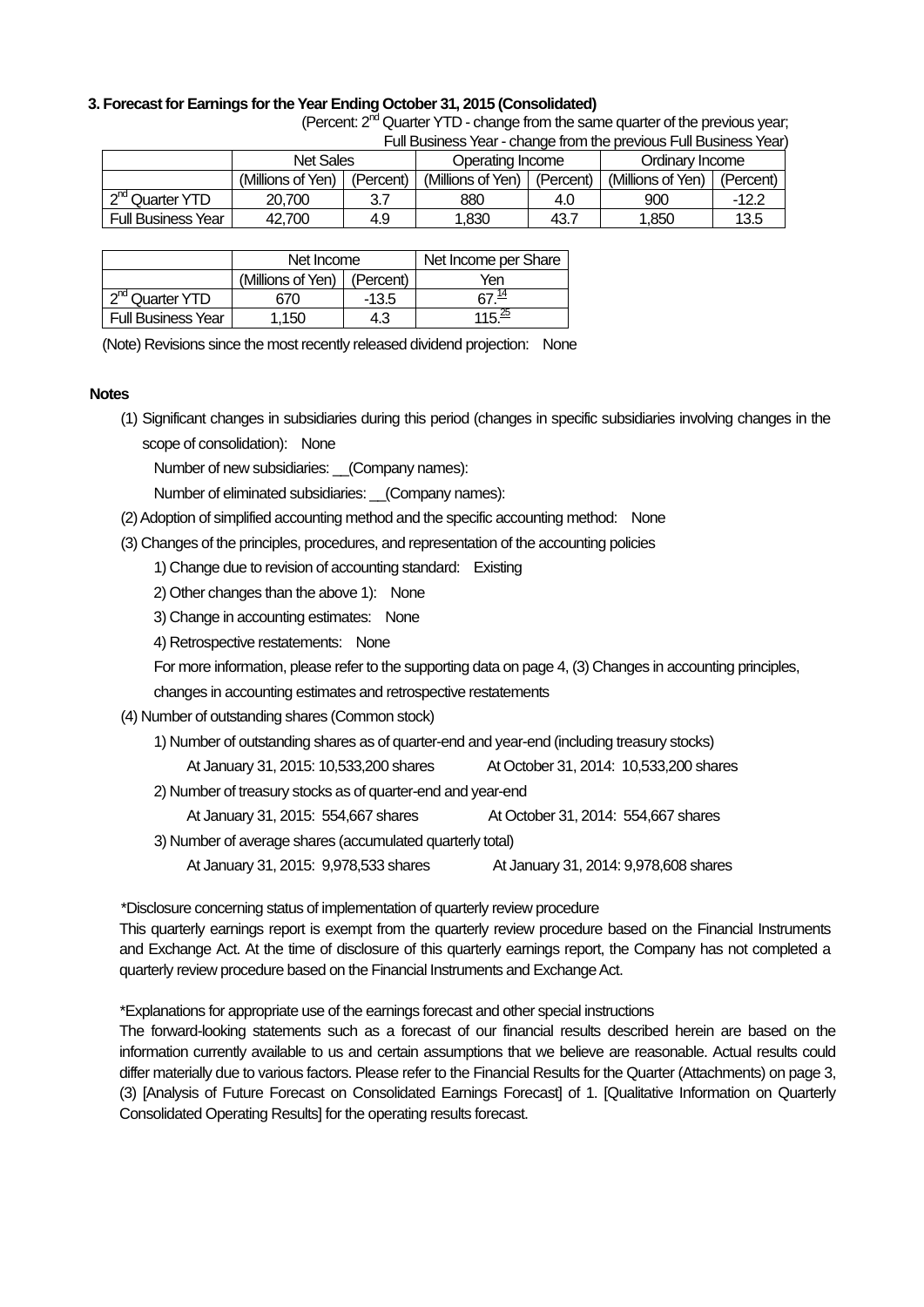### 3. Forecast for Earnings for the Year Ending October 31, 2015 (Consolidated)

(Percent: 2nd Quarter YTD - change from the same quarter of the previous year;
Full Business Year - change from the previous Full Business Year)

| | Net Sales | | Operating Income | | Ordinary Income | |
|---|---|---|---|---|---|---|
| | (Millions of Yen) | (Percent) | (Millions of Yen) | (Percent) | (Millions of Yen) | (Percent) |
| 2nd Quarter YTD | 20,700 | 3.7 | 880 | 4.0 | 900 | -12.2 |
| Full Business Year | 42,700 | 4.9 | 1,830 | 43.7 | 1,850 | 13.5 |

| | Net Income | | Net Income per Share |
|---|---|---|---|
| | (Millions of Yen) | (Percent) | Yen |
| 2nd Quarter YTD | 670 | -13.5 | 67.14 |
| Full Business Year | 1,150 | 4.3 | 115.25 |

(Note) Revisions since the most recently released dividend projection: None

**Notes**

(1) Significant changes in subsidiaries during this period (changes in specific subsidiaries involving changes in the scope of consolidation): None

Number of new subsidiaries: __(Company names):

Number of eliminated subsidiaries: __(Company names):

(2) Adoption of simplified accounting method and the specific accounting method: None

(3) Changes of the principles, procedures, and representation of the accounting policies

1) Change due to revision of accounting standard: Existing

2) Other changes than the above 1): None

3) Change in accounting estimates: None

4) Retrospective restatements: None

For more information, please refer to the supporting data on page 4, (3) Changes in accounting principles, changes in accounting estimates and retrospective restatements

(4) Number of outstanding shares (Common stock)

1) Number of outstanding shares as of quarter-end and year-end (including treasury stocks)

At January 31, 2015: 10,533,200 shares At October 31, 2014: 10,533,200 shares

2) Number of treasury stocks as of quarter-end and year-end

At January 31, 2015: 554,667 shares At October 31, 2014: 554,667 shares

3) Number of average shares (accumulated quarterly total)

At January 31, 2015: 9,978,533 shares At January 31, 2014: 9,978,608 shares

*Disclosure concerning status of implementation of quarterly review procedure

This quarterly earnings report is exempt from the quarterly review procedure based on the Financial Instruments and Exchange Act. At the time of disclosure of this quarterly earnings report, the Company has not completed a quarterly review procedure based on the Financial Instruments and Exchange Act.

*Explanations for appropriate use of the earnings forecast and other special instructions

The forward-looking statements such as a forecast of our financial results described herein are based on the information currently available to us and certain assumptions that we believe are reasonable. Actual results could differ materially due to various factors. Please refer to the Financial Results for the Quarter (Attachments) on page 3, (3) [Analysis of Future Forecast on Consolidated Earnings Forecast] of 1. [Qualitative Information on Quarterly Consolidated Operating Results] for the operating results forecast.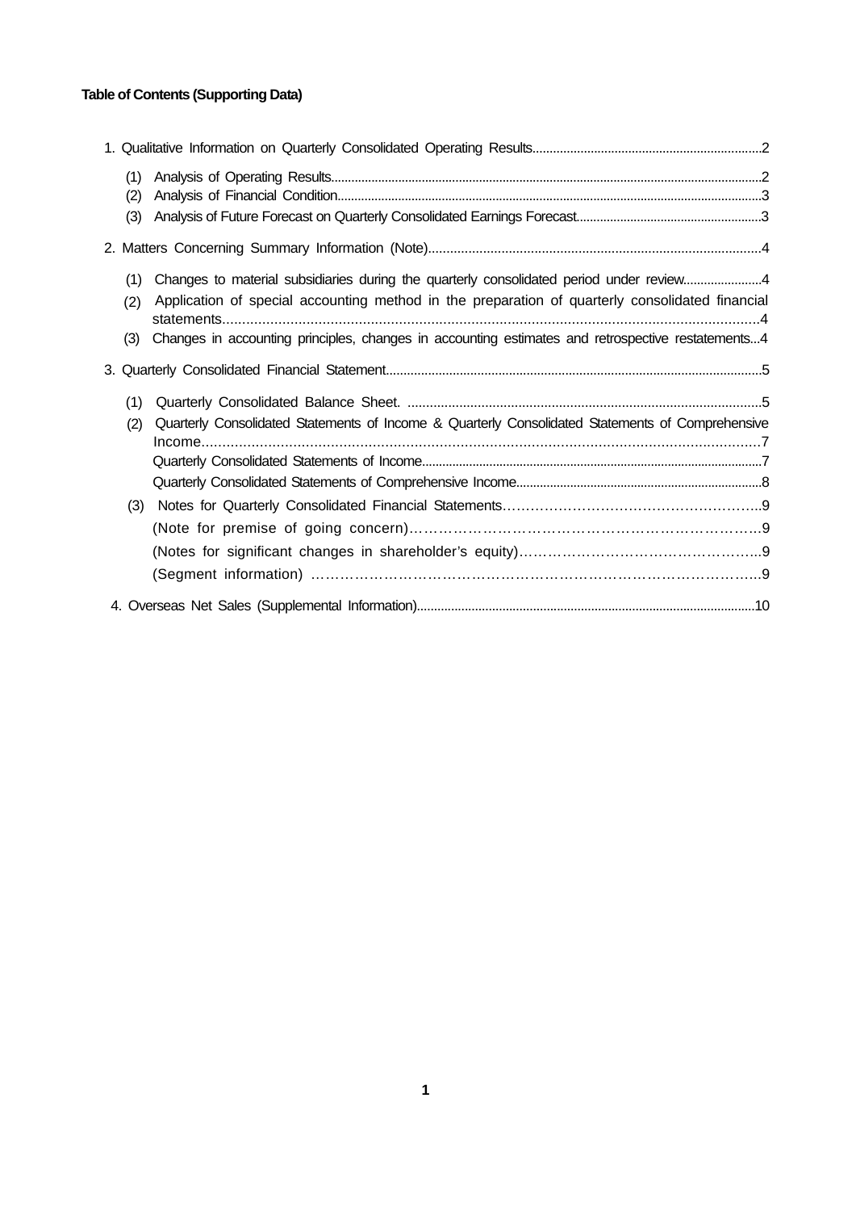**Table of Contents (Supporting Data)**

1. Qualitative Information on Quarterly Consolidated Operating Results......2
   - (1) Analysis of Operating Results......2
   - (2) Analysis of Financial Condition......3
   - (3) Analysis of Future Forecast on Quarterly Consolidated Earnings Forecast......3
2. Matters Concerning Summary Information (Note)......4
   - (1) Changes to material subsidiaries during the quarterly consolidated period under review......4
   - (2) Application of special accounting method in the preparation of quarterly consolidated financial statements......4
   - (3) Changes in accounting principles, changes in accounting estimates and retrospective restatements...4
3. Quarterly Consolidated Financial Statement......5
   - (1) Quarterly Consolidated Balance Sheet. ......5
   - (2) Quarterly Consolidated Statements of Income & Quarterly Consolidated Statements of Comprehensive Income......7
     - Quarterly Consolidated Statements of Income......7
     - Quarterly Consolidated Statements of Comprehensive Income......8
   - (3) Notes for Quarterly Consolidated Financial Statements......9
     - (Note for premise of going concern)......9
     - (Notes for significant changes in shareholder's equity)......9
     - (Segment information) ......9
4. Overseas Net Sales (Supplemental Information)......10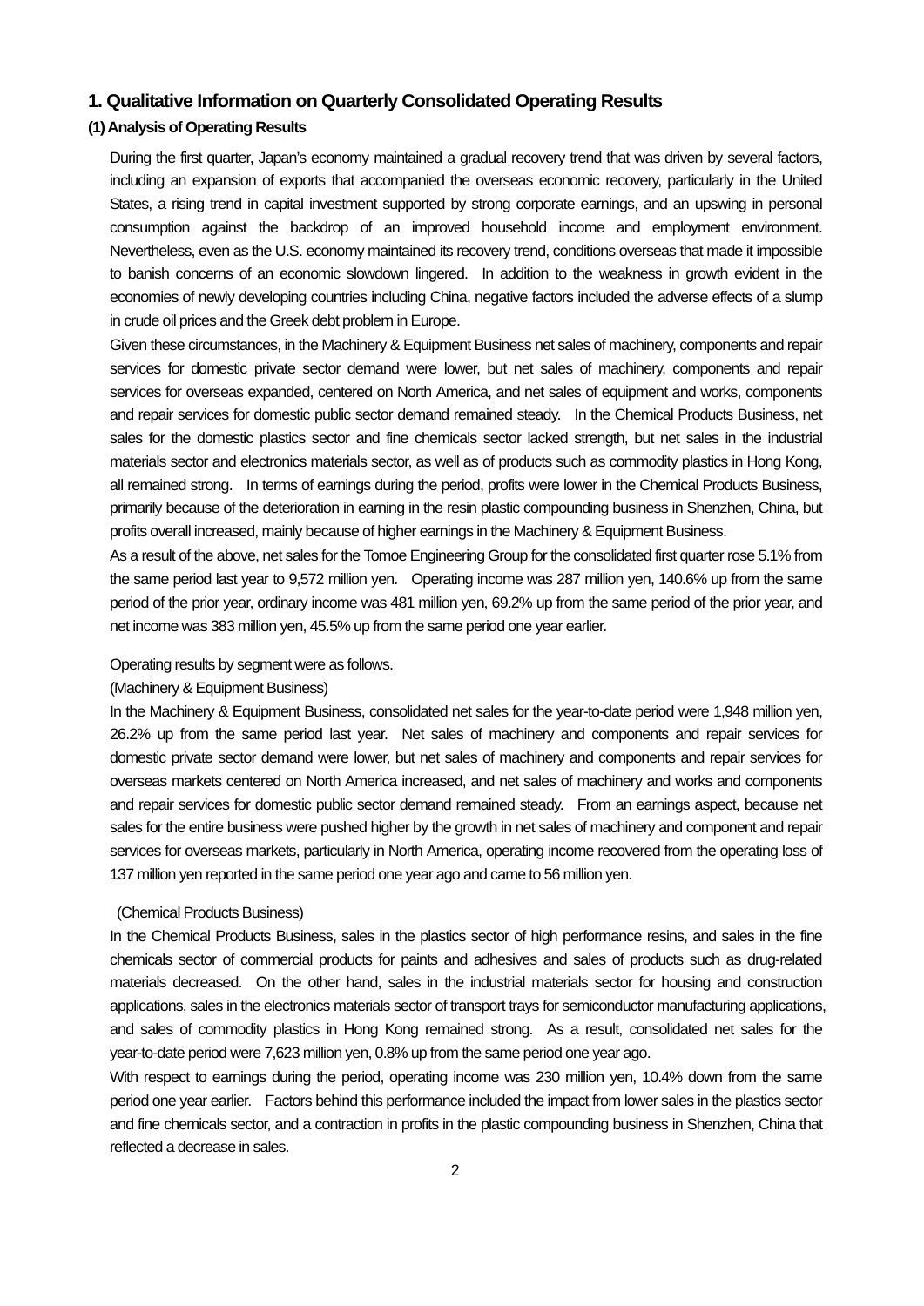## 1. Qualitative Information on Quarterly Consolidated Operating Results

### (1) Analysis of Operating Results

During the first quarter, Japan's economy maintained a gradual recovery trend that was driven by several factors, including an expansion of exports that accompanied the overseas economic recovery, particularly in the United States, a rising trend in capital investment supported by strong corporate earnings, and an upswing in personal consumption against the backdrop of an improved household income and employment environment. Nevertheless, even as the U.S. economy maintained its recovery trend, conditions overseas that made it impossible to banish concerns of an economic slowdown lingered. In addition to the weakness in growth evident in the economies of newly developing countries including China, negative factors included the adverse effects of a slump in crude oil prices and the Greek debt problem in Europe.

Given these circumstances, in the Machinery & Equipment Business net sales of machinery, components and repair services for domestic private sector demand were lower, but net sales of machinery, components and repair services for overseas expanded, centered on North America, and net sales of equipment and works, components and repair services for domestic public sector demand remained steady. In the Chemical Products Business, net sales for the domestic plastics sector and fine chemicals sector lacked strength, but net sales in the industrial materials sector and electronics materials sector, as well as of products such as commodity plastics in Hong Kong, all remained strong. In terms of earnings during the period, profits were lower in the Chemical Products Business, primarily because of the deterioration in earning in the resin plastic compounding business in Shenzhen, China, but profits overall increased, mainly because of higher earnings in the Machinery & Equipment Business.

As a result of the above, net sales for the Tomoe Engineering Group for the consolidated first quarter rose 5.1% from the same period last year to 9,572 million yen. Operating income was 287 million yen, 140.6% up from the same period of the prior year, ordinary income was 481 million yen, 69.2% up from the same period of the prior year, and net income was 383 million yen, 45.5% up from the same period one year earlier.

Operating results by segment were as follows.

(Machinery & Equipment Business)

In the Machinery & Equipment Business, consolidated net sales for the year-to-date period were 1,948 million yen, 26.2% up from the same period last year. Net sales of machinery and components and repair services for domestic private sector demand were lower, but net sales of machinery and components and repair services for overseas markets centered on North America increased, and net sales of machinery and works and components and repair services for domestic public sector demand remained steady. From an earnings aspect, because net sales for the entire business were pushed higher by the growth in net sales of machinery and component and repair services for overseas markets, particularly in North America, operating income recovered from the operating loss of 137 million yen reported in the same period one year ago and came to 56 million yen.

(Chemical Products Business)

In the Chemical Products Business, sales in the plastics sector of high performance resins, and sales in the fine chemicals sector of commercial products for paints and adhesives and sales of products such as drug-related materials decreased. On the other hand, sales in the industrial materials sector for housing and construction applications, sales in the electronics materials sector of transport trays for semiconductor manufacturing applications, and sales of commodity plastics in Hong Kong remained strong. As a result, consolidated net sales for the year-to-date period were 7,623 million yen, 0.8% up from the same period one year ago.

With respect to earnings during the period, operating income was 230 million yen, 10.4% down from the same period one year earlier. Factors behind this performance included the impact from lower sales in the plastics sector and fine chemicals sector, and a contraction in profits in the plastic compounding business in Shenzhen, China that reflected a decrease in sales.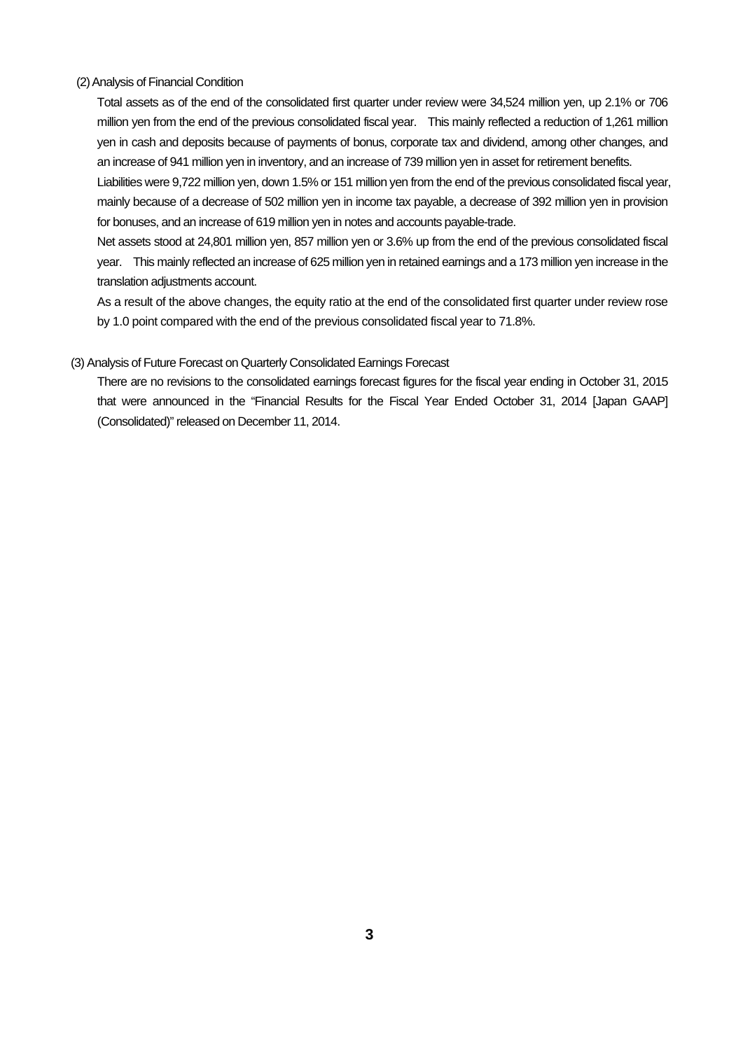### (2) Analysis of Financial Condition

Total assets as of the end of the consolidated first quarter under review were 34,524 million yen, up 2.1% or 706 million yen from the end of the previous consolidated fiscal year. This mainly reflected a reduction of 1,261 million yen in cash and deposits because of payments of bonus, corporate tax and dividend, among other changes, and an increase of 941 million yen in inventory, and an increase of 739 million yen in asset for retirement benefits.

Liabilities were 9,722 million yen, down 1.5% or 151 million yen from the end of the previous consolidated fiscal year, mainly because of a decrease of 502 million yen in income tax payable, a decrease of 392 million yen in provision for bonuses, and an increase of 619 million yen in notes and accounts payable-trade.

Net assets stood at 24,801 million yen, 857 million yen or 3.6% up from the end of the previous consolidated fiscal year. This mainly reflected an increase of 625 million yen in retained earnings and a 173 million yen increase in the translation adjustments account.

As a result of the above changes, the equity ratio at the end of the consolidated first quarter under review rose by 1.0 point compared with the end of the previous consolidated fiscal year to 71.8%.

### (3) Analysis of Future Forecast on Quarterly Consolidated Earnings Forecast

There are no revisions to the consolidated earnings forecast figures for the fiscal year ending in October 31, 2015 that were announced in the "Financial Results for the Fiscal Year Ended October 31, 2014 [Japan GAAP] (Consolidated)" released on December 11, 2014.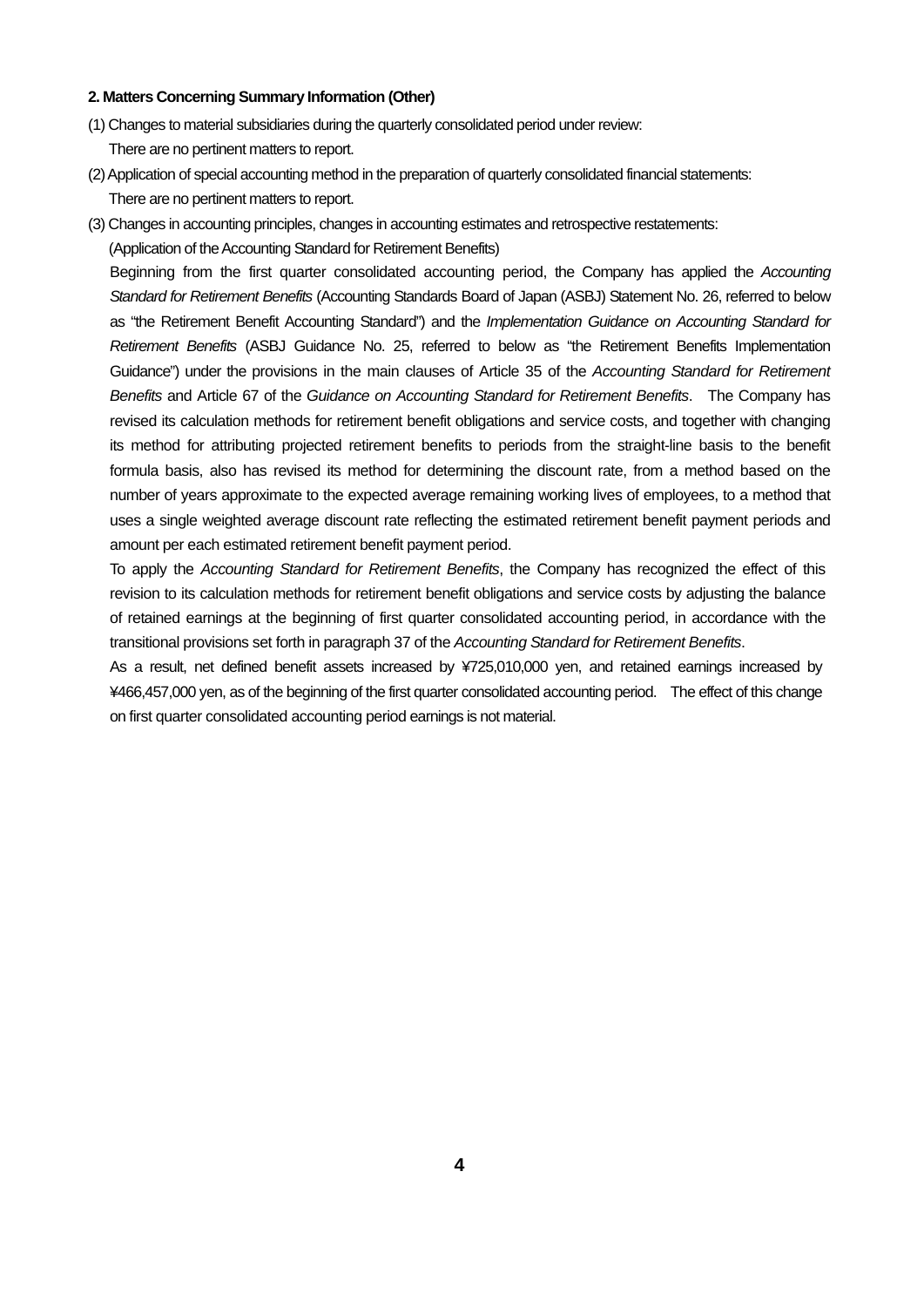**2. Matters Concerning Summary Information (Other)**

(1) Changes to material subsidiaries during the quarterly consolidated period under review:

There are no pertinent matters to report.

(2) Application of special accounting method in the preparation of quarterly consolidated financial statements:

There are no pertinent matters to report.

(3) Changes in accounting principles, changes in accounting estimates and retrospective restatements:

(Application of the Accounting Standard for Retirement Benefits)

Beginning from the first quarter consolidated accounting period, the Company has applied the *Accounting Standard for Retirement Benefits* (Accounting Standards Board of Japan (ASBJ) Statement No. 26, referred to below as “the Retirement Benefit Accounting Standard”) and the *Implementation Guidance on Accounting Standard for Retirement Benefits* (ASBJ Guidance No. 25, referred to below as “the Retirement Benefits Implementation Guidance”) under the provisions in the main clauses of Article 35 of the *Accounting Standard for Retirement Benefits* and Article 67 of the *Guidance on Accounting Standard for Retirement Benefits*. The Company has revised its calculation methods for retirement benefit obligations and service costs, and together with changing its method for attributing projected retirement benefits to periods from the straight-line basis to the benefit formula basis, also has revised its method for determining the discount rate, from a method based on the number of years approximate to the expected average remaining working lives of employees, to a method that uses a single weighted average discount rate reflecting the estimated retirement benefit payment periods and amount per each estimated retirement benefit payment period.

To apply the *Accounting Standard for Retirement Benefits*, the Company has recognized the effect of this revision to its calculation methods for retirement benefit obligations and service costs by adjusting the balance of retained earnings at the beginning of first quarter consolidated accounting period, in accordance with the transitional provisions set forth in paragraph 37 of the *Accounting Standard for Retirement Benefits*.

As a result, net defined benefit assets increased by ¥725,010,000 yen, and retained earnings increased by ¥466,457,000 yen, as of the beginning of the first quarter consolidated accounting period. The effect of this change on first quarter consolidated accounting period earnings is not material.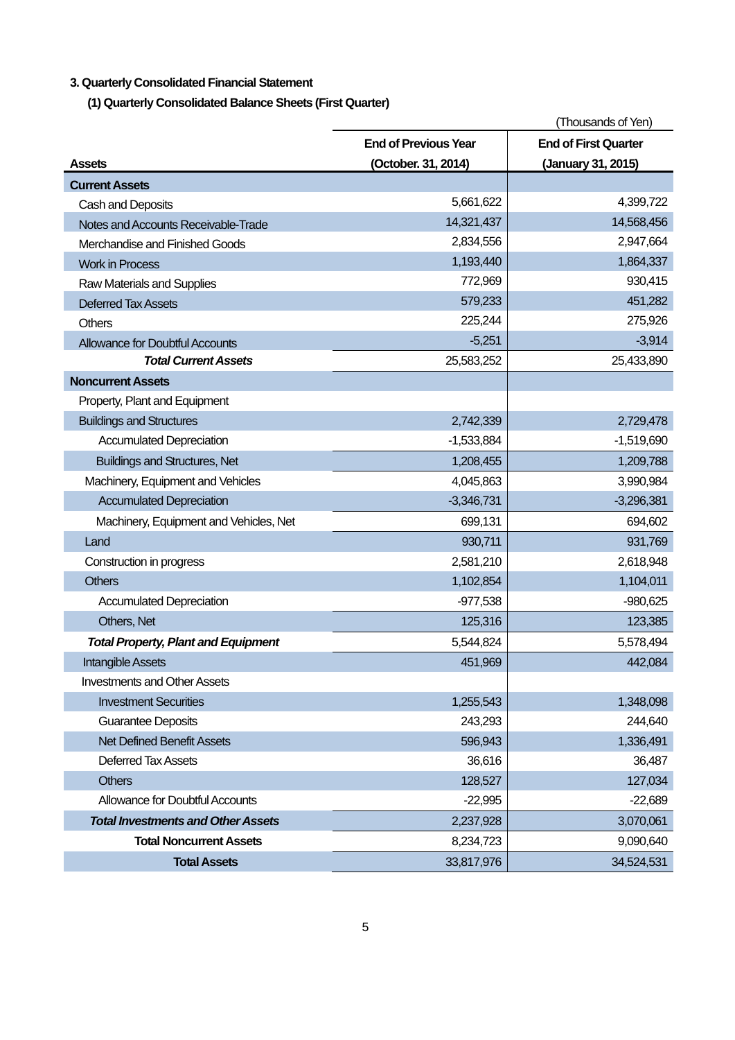### 3. Quarterly Consolidated Financial Statement

#### (1) Quarterly Consolidated Balance Sheets (First Quarter)

(Thousands of Yen)

| Assets | End of Previous Year (October. 31, 2014) | End of First Quarter (January 31, 2015) |
|---|---|---|
| **Current Assets** | | |
| Cash and Deposits | 5,661,622 | 4,399,722 |
| Notes and Accounts Receivable-Trade | 14,321,437 | 14,568,456 |
| Merchandise and Finished Goods | 2,834,556 | 2,947,664 |
| Work in Process | 1,193,440 | 1,864,337 |
| Raw Materials and Supplies | 772,969 | 930,415 |
| Deferred Tax Assets | 579,233 | 451,282 |
| Others | 225,244 | 275,926 |
| Allowance for Doubtful Accounts | -5,251 | -3,914 |
| ***Total Current Assets*** | 25,583,252 | 25,433,890 |
| **Noncurrent Assets** | | |
| Property, Plant and Equipment | | |
| Buildings and Structures | 2,742,339 | 2,729,478 |
| Accumulated Depreciation | -1,533,884 | -1,519,690 |
| Buildings and Structures, Net | 1,208,455 | 1,209,788 |
| Machinery, Equipment and Vehicles | 4,045,863 | 3,990,984 |
| Accumulated Depreciation | -3,346,731 | -3,296,381 |
| Machinery, Equipment and Vehicles, Net | 699,131 | 694,602 |
| Land | 930,711 | 931,769 |
| Construction in progress | 2,581,210 | 2,618,948 |
| Others | 1,102,854 | 1,104,011 |
| Accumulated Depreciation | -977,538 | -980,625 |
| Others, Net | 125,316 | 123,385 |
| ***Total Property, Plant and Equipment*** | 5,544,824 | 5,578,494 |
| Intangible Assets | 451,969 | 442,084 |
| Investments and Other Assets | | |
| Investment Securities | 1,255,543 | 1,348,098 |
| Guarantee Deposits | 243,293 | 244,640 |
| Net Defined Benefit Assets | 596,943 | 1,336,491 |
| Deferred Tax Assets | 36,616 | 36,487 |
| Others | 128,527 | 127,034 |
| Allowance for Doubtful Accounts | -22,995 | -22,689 |
| ***Total Investments and Other Assets*** | 2,237,928 | 3,070,061 |
| **Total Noncurrent Assets** | 8,234,723 | 9,090,640 |
| **Total Assets** | 33,817,976 | 34,524,531 |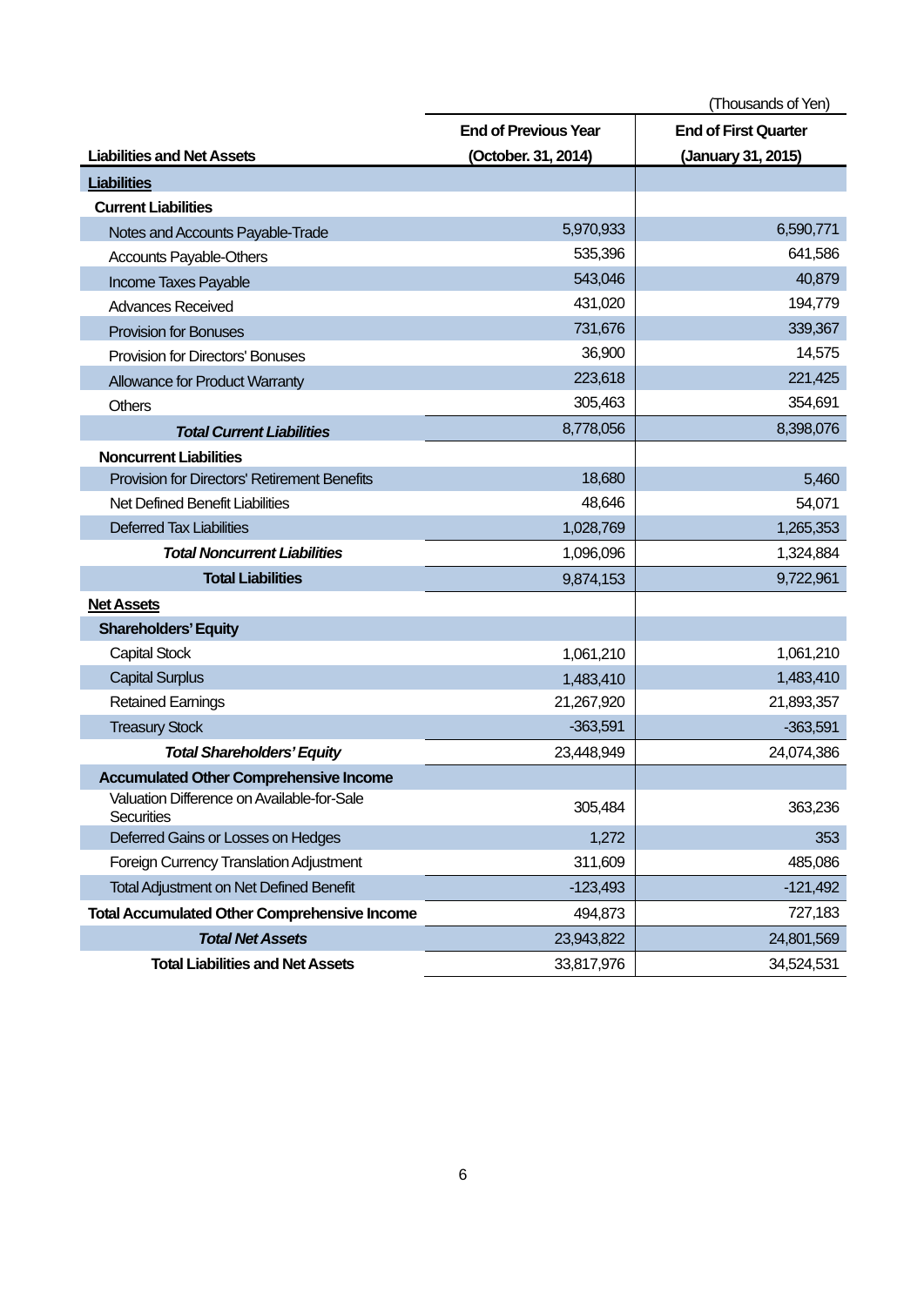(Thousands of Yen)

| Liabilities and Net Assets | End of Previous Year (October. 31, 2014) | End of First Quarter (January 31, 2015) |
|---|---|---|
| **Liabilities** | | |
| **Current Liabilities** | | |
| Notes and Accounts Payable-Trade | 5,970,933 | 6,590,771 |
| Accounts Payable-Others | 535,396 | 641,586 |
| Income Taxes Payable | 543,046 | 40,879 |
| Advances Received | 431,020 | 194,779 |
| Provision for Bonuses | 731,676 | 339,367 |
| Provision for Directors' Bonuses | 36,900 | 14,575 |
| Allowance for Product Warranty | 223,618 | 221,425 |
| Others | 305,463 | 354,691 |
| ***Total Current Liabilities*** | 8,778,056 | 8,398,076 |
| **Noncurrent Liabilities** | | |
| Provision for Directors' Retirement Benefits | 18,680 | 5,460 |
| Net Defined Benefit Liabilities | 48,646 | 54,071 |
| Deferred Tax Liabilities | 1,028,769 | 1,265,353 |
| ***Total Noncurrent Liabilities*** | 1,096,096 | 1,324,884 |
| **Total Liabilities** | 9,874,153 | 9,722,961 |
| **Net Assets** | | |
| **Shareholders' Equity** | | |
| Capital Stock | 1,061,210 | 1,061,210 |
| Capital Surplus | 1,483,410 | 1,483,410 |
| Retained Earnings | 21,267,920 | 21,893,357 |
| Treasury Stock | -363,591 | -363,591 |
| ***Total Shareholders' Equity*** | 23,448,949 | 24,074,386 |
| **Accumulated Other Comprehensive Income** | | |
| Valuation Difference on Available-for-Sale Securities | 305,484 | 363,236 |
| Deferred Gains or Losses on Hedges | 1,272 | 353 |
| Foreign Currency Translation Adjustment | 311,609 | 485,086 |
| Total Adjustment on Net Defined Benefit | -123,493 | -121,492 |
| **Total Accumulated Other Comprehensive Income** | 494,873 | 727,183 |
| ***Total Net Assets*** | 23,943,822 | 24,801,569 |
| **Total Liabilities and Net Assets** | 33,817,976 | 34,524,531 |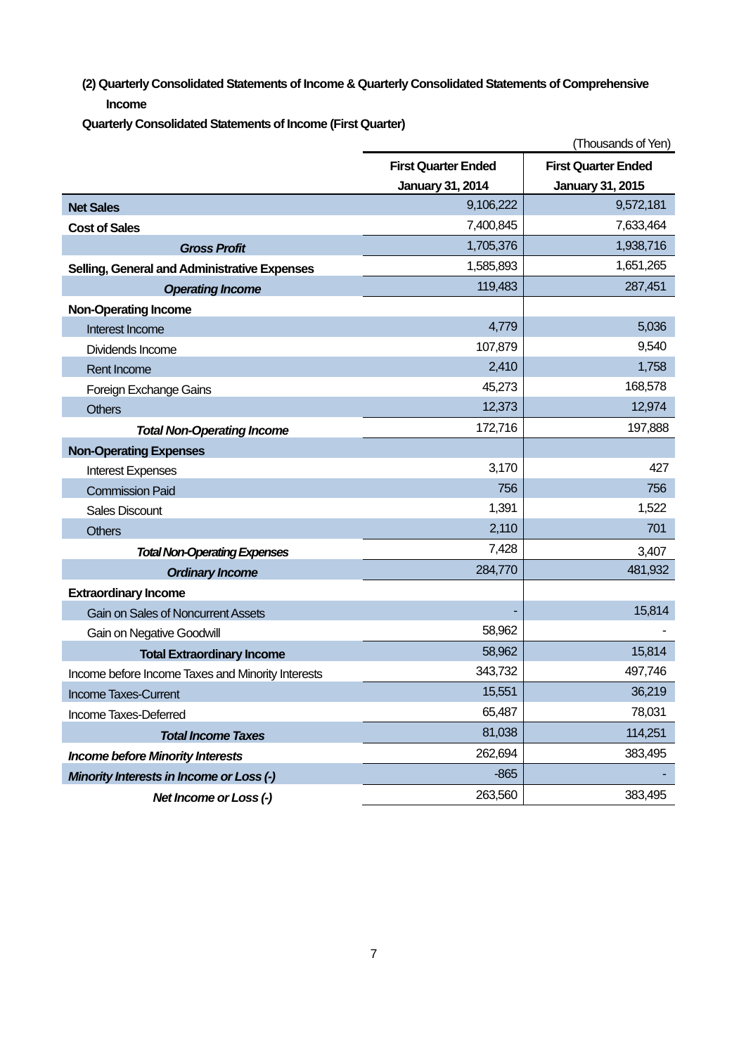**(2) Quarterly Consolidated Statements of Income & Quarterly Consolidated Statements of Comprehensive Income**

**Quarterly Consolidated Statements of Income (First Quarter)**

(Thousands of Yen)

| | First Quarter Ended January 31, 2014 | First Quarter Ended January 31, 2015 |
|---|---|---|
| **Net Sales** | 9,106,222 | 9,572,181 |
| **Cost of Sales** | 7,400,845 | 7,633,464 |
| ***Gross Profit*** | 1,705,376 | 1,938,716 |
| **Selling, General and Administrative Expenses** | 1,585,893 | 1,651,265 |
| ***Operating Income*** | 119,483 | 287,451 |
| **Non-Operating Income** | | |
| Interest Income | 4,779 | 5,036 |
| Dividends Income | 107,879 | 9,540 |
| Rent Income | 2,410 | 1,758 |
| Foreign Exchange Gains | 45,273 | 168,578 |
| Others | 12,373 | 12,974 |
| ***Total Non-Operating Income*** | 172,716 | 197,888 |
| **Non-Operating Expenses** | | |
| Interest Expenses | 3,170 | 427 |
| Commission Paid | 756 | 756 |
| Sales Discount | 1,391 | 1,522 |
| Others | 2,110 | 701 |
| ***Total Non-Operating Expenses*** | 7,428 | 3,407 |
| ***Ordinary Income*** | 284,770 | 481,932 |
| **Extraordinary Income** | | |
| Gain on Sales of Noncurrent Assets | - | 15,814 |
| Gain on Negative Goodwill | 58,962 | - |
| **Total Extraordinary Income** | 58,962 | 15,814 |
| Income before Income Taxes and Minority Interests | 343,732 | 497,746 |
| Income Taxes-Current | 15,551 | 36,219 |
| Income Taxes-Deferred | 65,487 | 78,031 |
| ***Total Income Taxes*** | 81,038 | 114,251 |
| ***Income before Minority Interests*** | 262,694 | 383,495 |
| ***Minority Interests in Income or Loss (-)*** | -865 | - |
| ***Net Income or Loss (-)*** | 263,560 | 383,495 |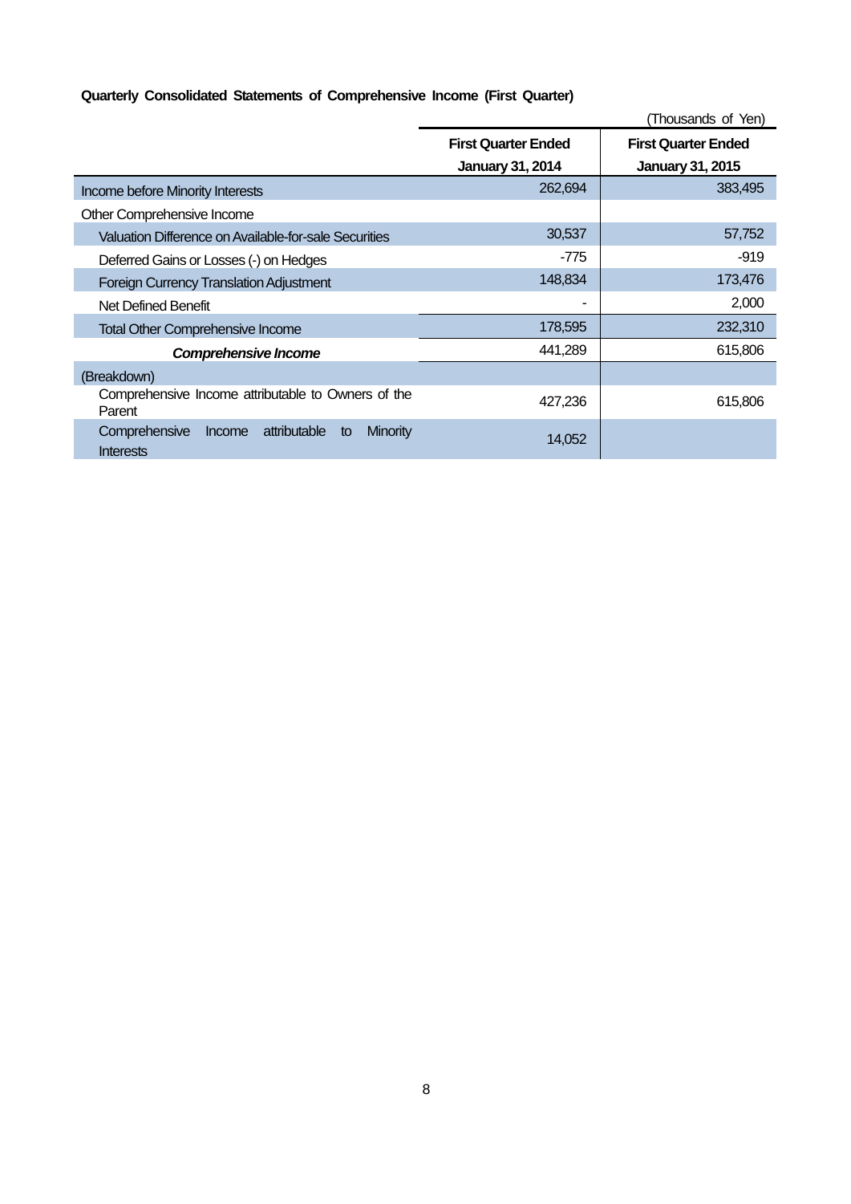**Quarterly Consolidated Statements of Comprehensive Income (First Quarter)**

(Thousands of Yen)

| | First Quarter Ended January 31, 2014 | First Quarter Ended January 31, 2015 |
|---|---|---|
| Income before Minority Interests | 262,694 | 383,495 |
| Other Comprehensive Income | | |
| Valuation Difference on Available-for-sale Securities | 30,537 | 57,752 |
| Deferred Gains or Losses (-) on Hedges | -775 | -919 |
| Foreign Currency Translation Adjustment | 148,834 | 173,476 |
| Net Defined Benefit | - | 2,000 |
| Total Other Comprehensive Income | 178,595 | 232,310 |
| ***Comprehensive Income*** | 441,289 | 615,806 |
| (Breakdown) | | |
| Comprehensive Income attributable to Owners of the Parent | 427,236 | 615,806 |
| Comprehensive Income attributable to Minority Interests | 14,052 | |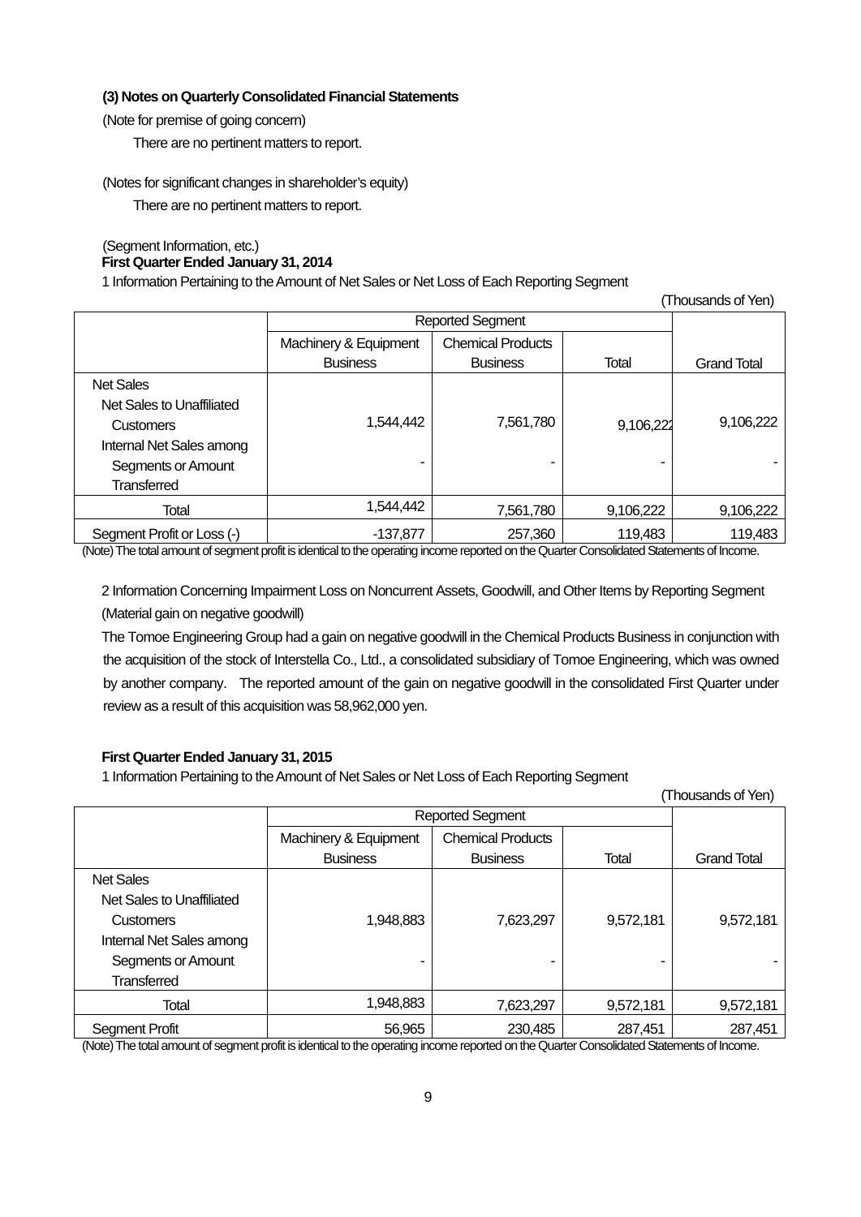### (3) Notes on Quarterly Consolidated Financial Statements

(Note for premise of going concern)

There are no pertinent matters to report.

(Notes for significant changes in shareholder's equity)

There are no pertinent matters to report.

(Segment Information, etc.)

**First Quarter Ended January 31, 2014**

1 Information Pertaining to the Amount of Net Sales or Net Loss of Each Reporting Segment

(Thousands of Yen)

| | Reported Segment | | | |
|---|---|---|---|---|
| | Machinery & Equipment Business | Chemical Products Business | Total | Grand Total |
| Net Sales | | | | |
| Net Sales to Unaffiliated Customers | 1,544,442 | 7,561,780 | 9,106,222 | 9,106,222 |
| Internal Net Sales among Segments or Amount Transferred | - | - | - | - |
| Total | 1,544,442 | 7,561,780 | 9,106,222 | 9,106,222 |
| Segment Profit or Loss (-) | -137,877 | 257,360 | 119,483 | 119,483 |

(Note) The total amount of segment profit is identical to the operating income reported on the Quarter Consolidated Statements of Income.

2 Information Concerning Impairment Loss on Noncurrent Assets, Goodwill, and Other Items by Reporting Segment

(Material gain on negative goodwill)

The Tomoe Engineering Group had a gain on negative goodwill in the Chemical Products Business in conjunction with the acquisition of the stock of Interstella Co., Ltd., a consolidated subsidiary of Tomoe Engineering, which was owned by another company. The reported amount of the gain on negative goodwill in the consolidated First Quarter under review as a result of this acquisition was 58,962,000 yen.

**First Quarter Ended January 31, 2015**

1 Information Pertaining to the Amount of Net Sales or Net Loss of Each Reporting Segment

(Thousands of Yen)

| | Reported Segment | | | |
|---|---|---|---|---|
| | Machinery & Equipment Business | Chemical Products Business | Total | Grand Total |
| Net Sales | | | | |
| Net Sales to Unaffiliated Customers | 1,948,883 | 7,623,297 | 9,572,181 | 9,572,181 |
| Internal Net Sales among Segments or Amount Transferred | - | - | - | - |
| Total | 1,948,883 | 7,623,297 | 9,572,181 | 9,572,181 |
| Segment Profit | 56,965 | 230,485 | 287,451 | 287,451 |

(Note) The total amount of segment profit is identical to the operating income reported on the Quarter Consolidated Statements of Income.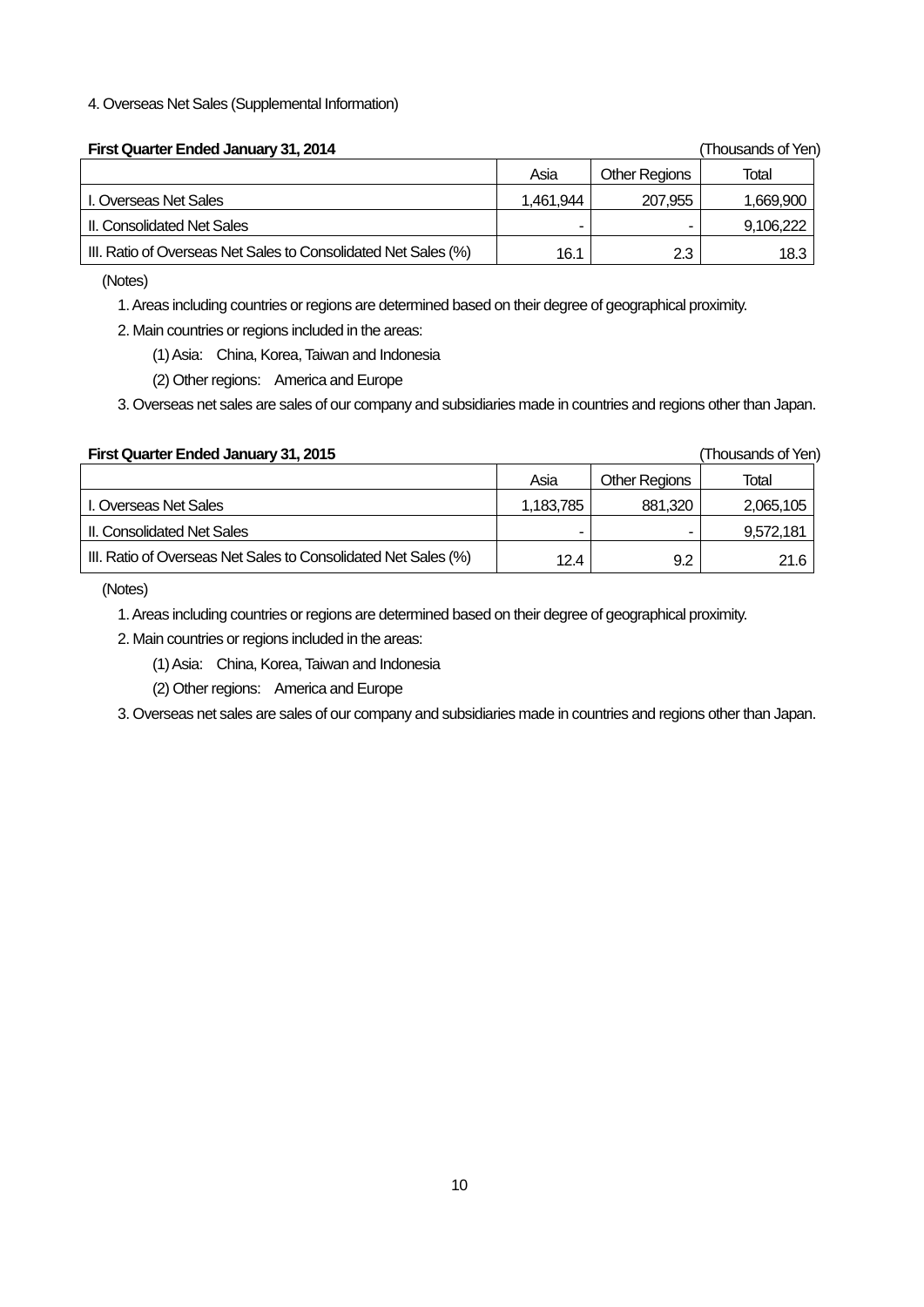4. Overseas Net Sales (Supplemental Information)

**First Quarter Ended January 31, 2014** (Thousands of Yen)

| | Asia | Other Regions | Total |
|---|---|---|---|
| I. Overseas Net Sales | 1,461,944 | 207,955 | 1,669,900 |
| II. Consolidated Net Sales | - | - | 9,106,222 |
| III. Ratio of Overseas Net Sales to Consolidated Net Sales (%) | 16.1 | 2.3 | 18.3 |

(Notes)

1. Areas including countries or regions are determined based on their degree of geographical proximity.
2. Main countries or regions included in the areas:
   (1) Asia: China, Korea, Taiwan and Indonesia
   (2) Other regions: America and Europe
3. Overseas net sales are sales of our company and subsidiaries made in countries and regions other than Japan.

**First Quarter Ended January 31, 2015** (Thousands of Yen)

| | Asia | Other Regions | Total |
|---|---|---|---|
| I. Overseas Net Sales | 1,183,785 | 881,320 | 2,065,105 |
| II. Consolidated Net Sales | - | - | 9,572,181 |
| III. Ratio of Overseas Net Sales to Consolidated Net Sales (%) | 12.4 | 9.2 | 21.6 |

(Notes)

1. Areas including countries or regions are determined based on their degree of geographical proximity.
2. Main countries or regions included in the areas:
   (1) Asia: China, Korea, Taiwan and Indonesia
   (2) Other regions: America and Europe
3. Overseas net sales are sales of our company and subsidiaries made in countries and regions other than Japan.